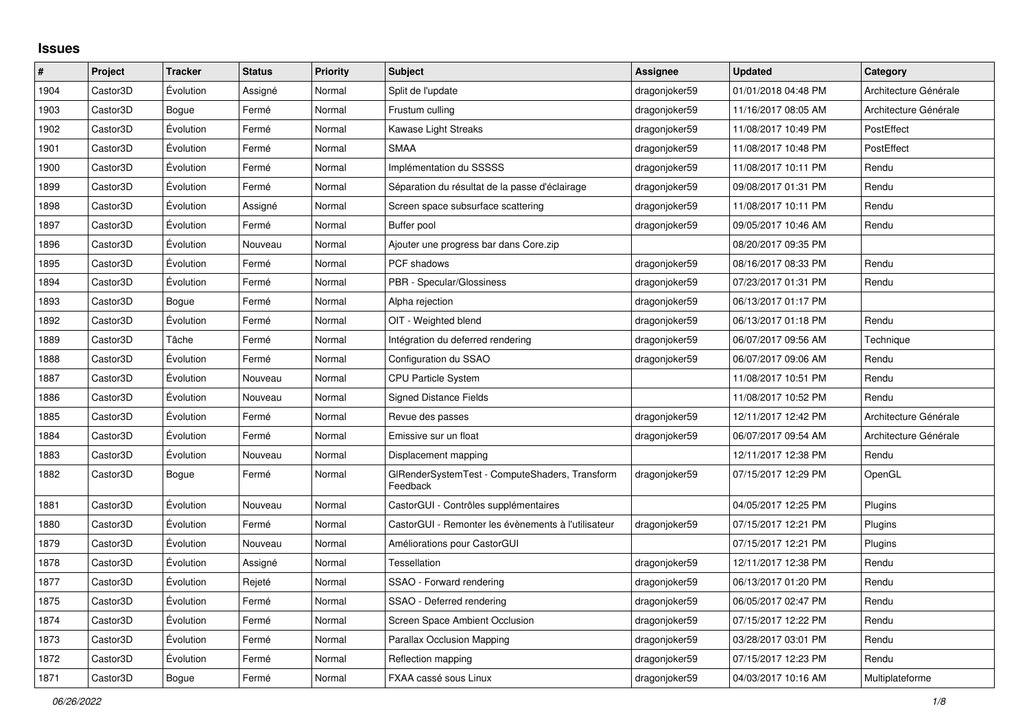# Issues

| # | Project | Tracker | Status | Priority | Subject | Assignee | Updated | Category |
|---|---|---|---|---|---|---|---|---|
| 1904 | Castor3D | Évolution | Assigné | Normal | Split de l'update | dragonjoker59 | 01/01/2018 04:48 PM | Architecture Générale |
| 1903 | Castor3D | Bogue | Fermé | Normal | Frustum culling | dragonjoker59 | 11/16/2017 08:05 AM | Architecture Générale |
| 1902 | Castor3D | Évolution | Fermé | Normal | Kawase Light Streaks | dragonjoker59 | 11/08/2017 10:49 PM | PostEffect |
| 1901 | Castor3D | Évolution | Fermé | Normal | SMAA | dragonjoker59 | 11/08/2017 10:48 PM | PostEffect |
| 1900 | Castor3D | Évolution | Fermé | Normal | Implémentation du SSSSS | dragonjoker59 | 11/08/2017 10:11 PM | Rendu |
| 1899 | Castor3D | Évolution | Fermé | Normal | Séparation du résultat de la passe d'éclairage | dragonjoker59 | 09/08/2017 01:31 PM | Rendu |
| 1898 | Castor3D | Évolution | Assigné | Normal | Screen space subsurface scattering | dragonjoker59 | 11/08/2017 10:11 PM | Rendu |
| 1897 | Castor3D | Évolution | Fermé | Normal | Buffer pool | dragonjoker59 | 09/05/2017 10:46 AM | Rendu |
| 1896 | Castor3D | Évolution | Nouveau | Normal | Ajouter une progress bar dans Core.zip | | 08/20/2017 09:35 PM | |
| 1895 | Castor3D | Évolution | Fermé | Normal | PCF shadows | dragonjoker59 | 08/16/2017 08:33 PM | Rendu |
| 1894 | Castor3D | Évolution | Fermé | Normal | PBR - Specular/Glossiness | dragonjoker59 | 07/23/2017 01:31 PM | Rendu |
| 1893 | Castor3D | Bogue | Fermé | Normal | Alpha rejection | dragonjoker59 | 06/13/2017 01:17 PM | |
| 1892 | Castor3D | Évolution | Fermé | Normal | OIT - Weighted blend | dragonjoker59 | 06/13/2017 01:18 PM | Rendu |
| 1889 | Castor3D | Tâche | Fermé | Normal | Intégration du deferred rendering | dragonjoker59 | 06/07/2017 09:56 AM | Technique |
| 1888 | Castor3D | Évolution | Fermé | Normal | Configuration du SSAO | dragonjoker59 | 06/07/2017 09:06 AM | Rendu |
| 1887 | Castor3D | Évolution | Nouveau | Normal | CPU Particle System | | 11/08/2017 10:51 PM | Rendu |
| 1886 | Castor3D | Évolution | Nouveau | Normal | Signed Distance Fields | | 11/08/2017 10:52 PM | Rendu |
| 1885 | Castor3D | Évolution | Fermé | Normal | Revue des passes | dragonjoker59 | 12/11/2017 12:42 PM | Architecture Générale |
| 1884 | Castor3D | Évolution | Fermé | Normal | Emissive sur un float | dragonjoker59 | 06/07/2017 09:54 AM | Architecture Générale |
| 1883 | Castor3D | Évolution | Nouveau | Normal | Displacement mapping | | 12/11/2017 12:38 PM | Rendu |
| 1882 | Castor3D | Bogue | Fermé | Normal | GlRenderSystemTest - ComputeShaders, Transform Feedback | dragonjoker59 | 07/15/2017 12:29 PM | OpenGL |
| 1881 | Castor3D | Évolution | Nouveau | Normal | CastorGUI - Contrôles supplémentaires | | 04/05/2017 12:25 PM | Plugins |
| 1880 | Castor3D | Évolution | Fermé | Normal | CastorGUI - Remonter les évènements à l'utilisateur | dragonjoker59 | 07/15/2017 12:21 PM | Plugins |
| 1879 | Castor3D | Évolution | Nouveau | Normal | Améliorations pour CastorGUI | | 07/15/2017 12:21 PM | Plugins |
| 1878 | Castor3D | Évolution | Assigné | Normal | Tessellation | dragonjoker59 | 12/11/2017 12:38 PM | Rendu |
| 1877 | Castor3D | Évolution | Rejeté | Normal | SSAO - Forward rendering | dragonjoker59 | 06/13/2017 01:20 PM | Rendu |
| 1875 | Castor3D | Évolution | Fermé | Normal | SSAO - Deferred rendering | dragonjoker59 | 06/05/2017 02:47 PM | Rendu |
| 1874 | Castor3D | Évolution | Fermé | Normal | Screen Space Ambient Occlusion | dragonjoker59 | 07/15/2017 12:22 PM | Rendu |
| 1873 | Castor3D | Évolution | Fermé | Normal | Parallax Occlusion Mapping | dragonjoker59 | 03/28/2017 03:01 PM | Rendu |
| 1872 | Castor3D | Évolution | Fermé | Normal | Reflection mapping | dragonjoker59 | 07/15/2017 12:23 PM | Rendu |
| 1871 | Castor3D | Bogue | Fermé | Normal | FXAA cassé sous Linux | dragonjoker59 | 04/03/2017 10:16 AM | Multiplateforme |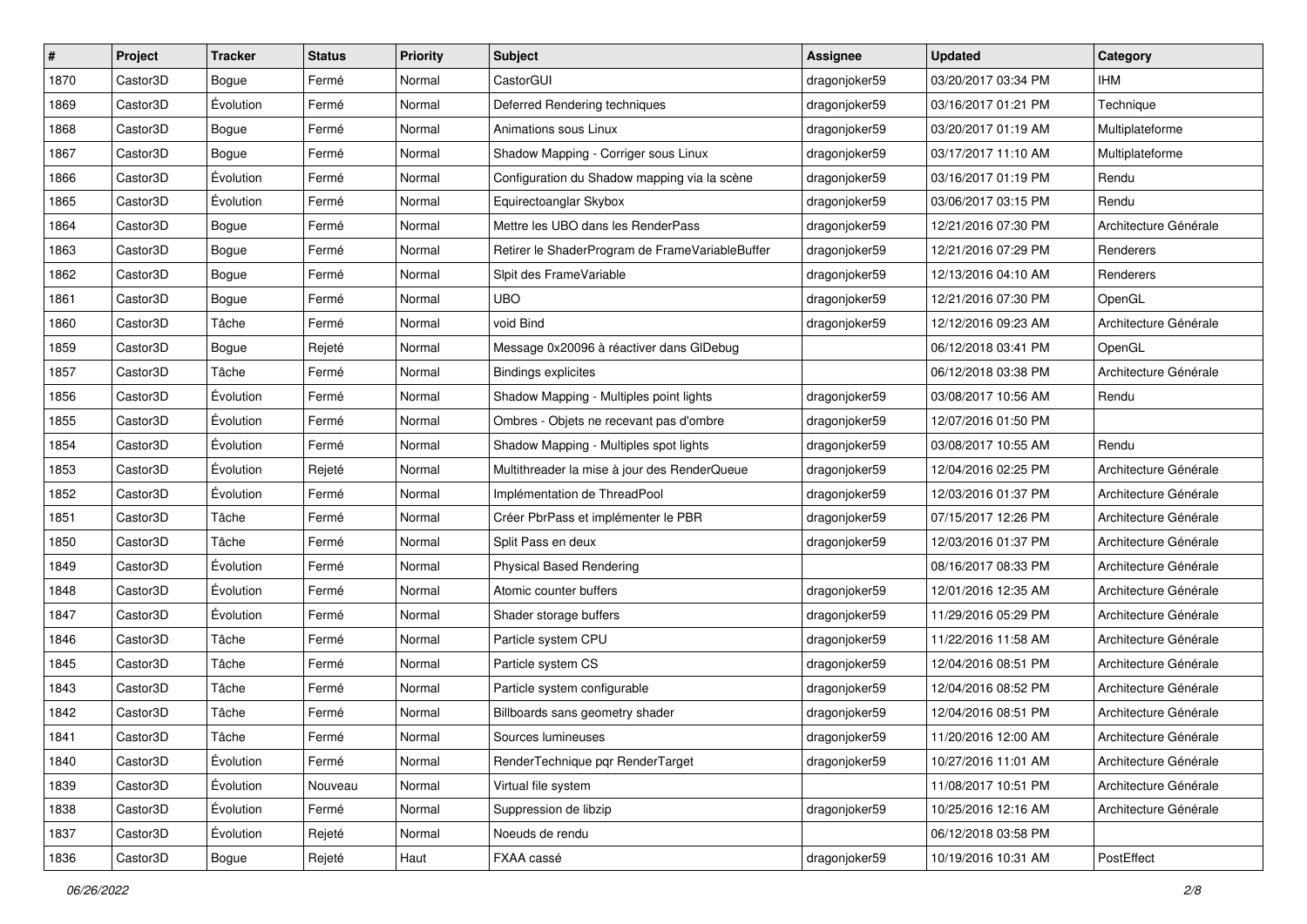| # | Project | Tracker | Status | Priority | Subject | Assignee | Updated | Category |
|---|---|---|---|---|---|---|---|---|
| 1870 | Castor3D | Bogue | Fermé | Normal | CastorGUI | dragonjoker59 | 03/20/2017 03:34 PM | IHM |
| 1869 | Castor3D | Évolution | Fermé | Normal | Deferred Rendering techniques | dragonjoker59 | 03/16/2017 01:21 PM | Technique |
| 1868 | Castor3D | Bogue | Fermé | Normal | Animations sous Linux | dragonjoker59 | 03/20/2017 01:19 AM | Multiplateforme |
| 1867 | Castor3D | Bogue | Fermé | Normal | Shadow Mapping - Corriger sous Linux | dragonjoker59 | 03/17/2017 11:10 AM | Multiplateforme |
| 1866 | Castor3D | Évolution | Fermé | Normal | Configuration du Shadow mapping via la scène | dragonjoker59 | 03/16/2017 01:19 PM | Rendu |
| 1865 | Castor3D | Évolution | Fermé | Normal | Equirectoanglar Skybox | dragonjoker59 | 03/06/2017 03:15 PM | Rendu |
| 1864 | Castor3D | Bogue | Fermé | Normal | Mettre les UBO dans les RenderPass | dragonjoker59 | 12/21/2016 07:30 PM | Architecture Générale |
| 1863 | Castor3D | Bogue | Fermé | Normal | Retirer le ShaderProgram de FrameVariableBuffer | dragonjoker59 | 12/21/2016 07:29 PM | Renderers |
| 1862 | Castor3D | Bogue | Fermé | Normal | Slpit des FrameVariable | dragonjoker59 | 12/13/2016 04:10 AM | Renderers |
| 1861 | Castor3D | Bogue | Fermé | Normal | UBO | dragonjoker59 | 12/21/2016 07:30 PM | OpenGL |
| 1860 | Castor3D | Tâche | Fermé | Normal | void Bind | dragonjoker59 | 12/12/2016 09:23 AM | Architecture Générale |
| 1859 | Castor3D | Bogue | Rejeté | Normal | Message 0x20096 à réactiver dans GlDebug | | 06/12/2018 03:41 PM | OpenGL |
| 1857 | Castor3D | Tâche | Fermé | Normal | Bindings explicites | | 06/12/2018 03:38 PM | Architecture Générale |
| 1856 | Castor3D | Évolution | Fermé | Normal | Shadow Mapping - Multiples point lights | dragonjoker59 | 03/08/2017 10:56 AM | Rendu |
| 1855 | Castor3D | Évolution | Fermé | Normal | Ombres - Objets ne recevant pas d'ombre | dragonjoker59 | 12/07/2016 01:50 PM | |
| 1854 | Castor3D | Évolution | Fermé | Normal | Shadow Mapping - Multiples spot lights | dragonjoker59 | 03/08/2017 10:55 AM | Rendu |
| 1853 | Castor3D | Évolution | Rejeté | Normal | Multithreader la mise à jour des RenderQueue | dragonjoker59 | 12/04/2016 02:25 PM | Architecture Générale |
| 1852 | Castor3D | Évolution | Fermé | Normal | Implémentation de ThreadPool | dragonjoker59 | 12/03/2016 01:37 PM | Architecture Générale |
| 1851 | Castor3D | Tâche | Fermé | Normal | Créer PbrPass et implémenter le PBR | dragonjoker59 | 07/15/2017 12:26 PM | Architecture Générale |
| 1850 | Castor3D | Tâche | Fermé | Normal | Split Pass en deux | dragonjoker59 | 12/03/2016 01:37 PM | Architecture Générale |
| 1849 | Castor3D | Évolution | Fermé | Normal | Physical Based Rendering | | 08/16/2017 08:33 PM | Architecture Générale |
| 1848 | Castor3D | Évolution | Fermé | Normal | Atomic counter buffers | dragonjoker59 | 12/01/2016 12:35 AM | Architecture Générale |
| 1847 | Castor3D | Évolution | Fermé | Normal | Shader storage buffers | dragonjoker59 | 11/29/2016 05:29 PM | Architecture Générale |
| 1846 | Castor3D | Tâche | Fermé | Normal | Particle system CPU | dragonjoker59 | 11/22/2016 11:58 AM | Architecture Générale |
| 1845 | Castor3D | Tâche | Fermé | Normal | Particle system CS | dragonjoker59 | 12/04/2016 08:51 PM | Architecture Générale |
| 1843 | Castor3D | Tâche | Fermé | Normal | Particle system configurable | dragonjoker59 | 12/04/2016 08:52 PM | Architecture Générale |
| 1842 | Castor3D | Tâche | Fermé | Normal | Billboards sans geometry shader | dragonjoker59 | 12/04/2016 08:51 PM | Architecture Générale |
| 1841 | Castor3D | Tâche | Fermé | Normal | Sources lumineuses | dragonjoker59 | 11/20/2016 12:00 AM | Architecture Générale |
| 1840 | Castor3D | Évolution | Fermé | Normal | RenderTechnique pqr RenderTarget | dragonjoker59 | 10/27/2016 11:01 AM | Architecture Générale |
| 1839 | Castor3D | Évolution | Nouveau | Normal | Virtual file system | | 11/08/2017 10:51 PM | Architecture Générale |
| 1838 | Castor3D | Évolution | Fermé | Normal | Suppression de libzip | dragonjoker59 | 10/25/2016 12:16 AM | Architecture Générale |
| 1837 | Castor3D | Évolution | Rejeté | Normal | Noeuds de rendu | | 06/12/2018 03:58 PM | |
| 1836 | Castor3D | Bogue | Rejeté | Haut | FXAA cassé | dragonjoker59 | 10/19/2016 10:31 AM | PostEffect |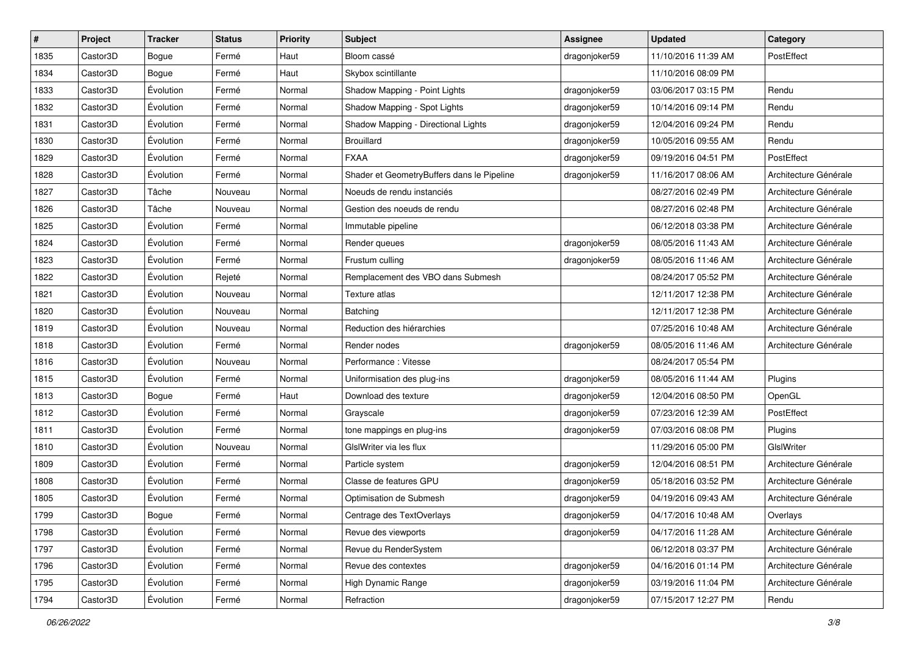| # | Project | Tracker | Status | Priority | Subject | Assignee | Updated | Category |
|---|---|---|---|---|---|---|---|---|
| 1835 | Castor3D | Bogue | Fermé | Haut | Bloom cassé | dragonjoker59 | 11/10/2016 11:39 AM | PostEffect |
| 1834 | Castor3D | Bogue | Fermé | Haut | Skybox scintillante | | 11/10/2016 08:09 PM | |
| 1833 | Castor3D | Évolution | Fermé | Normal | Shadow Mapping - Point Lights | dragonjoker59 | 03/06/2017 03:15 PM | Rendu |
| 1832 | Castor3D | Évolution | Fermé | Normal | Shadow Mapping - Spot Lights | dragonjoker59 | 10/14/2016 09:14 PM | Rendu |
| 1831 | Castor3D | Évolution | Fermé | Normal | Shadow Mapping - Directional Lights | dragonjoker59 | 12/04/2016 09:24 PM | Rendu |
| 1830 | Castor3D | Évolution | Fermé | Normal | Brouillard | dragonjoker59 | 10/05/2016 09:55 AM | Rendu |
| 1829 | Castor3D | Évolution | Fermé | Normal | FXAA | dragonjoker59 | 09/19/2016 04:51 PM | PostEffect |
| 1828 | Castor3D | Évolution | Fermé | Normal | Shader et GeometryBuffers dans le Pipeline | dragonjoker59 | 11/16/2017 08:06 AM | Architecture Générale |
| 1827 | Castor3D | Tâche | Nouveau | Normal | Noeuds de rendu instanciés | | 08/27/2016 02:49 PM | Architecture Générale |
| 1826 | Castor3D | Tâche | Nouveau | Normal | Gestion des noeuds de rendu | | 08/27/2016 02:48 PM | Architecture Générale |
| 1825 | Castor3D | Évolution | Fermé | Normal | Immutable pipeline | | 06/12/2018 03:38 PM | Architecture Générale |
| 1824 | Castor3D | Évolution | Fermé | Normal | Render queues | dragonjoker59 | 08/05/2016 11:43 AM | Architecture Générale |
| 1823 | Castor3D | Évolution | Fermé | Normal | Frustum culling | dragonjoker59 | 08/05/2016 11:46 AM | Architecture Générale |
| 1822 | Castor3D | Évolution | Rejeté | Normal | Remplacement des VBO dans Submesh | | 08/24/2017 05:52 PM | Architecture Générale |
| 1821 | Castor3D | Évolution | Nouveau | Normal | Texture atlas | | 12/11/2017 12:38 PM | Architecture Générale |
| 1820 | Castor3D | Évolution | Nouveau | Normal | Batching | | 12/11/2017 12:38 PM | Architecture Générale |
| 1819 | Castor3D | Évolution | Nouveau | Normal | Reduction des hiérarchies | | 07/25/2016 10:48 AM | Architecture Générale |
| 1818 | Castor3D | Évolution | Fermé | Normal | Render nodes | dragonjoker59 | 08/05/2016 11:46 AM | Architecture Générale |
| 1816 | Castor3D | Évolution | Nouveau | Normal | Performance : Vitesse | | 08/24/2017 05:54 PM | |
| 1815 | Castor3D | Évolution | Fermé | Normal | Uniformisation des plug-ins | dragonjoker59 | 08/05/2016 11:44 AM | Plugins |
| 1813 | Castor3D | Bogue | Fermé | Haut | Download des texture | dragonjoker59 | 12/04/2016 08:50 PM | OpenGL |
| 1812 | Castor3D | Évolution | Fermé | Normal | Grayscale | dragonjoker59 | 07/23/2016 12:39 AM | PostEffect |
| 1811 | Castor3D | Évolution | Fermé | Normal | tone mappings en plug-ins | dragonjoker59 | 07/03/2016 08:08 PM | Plugins |
| 1810 | Castor3D | Évolution | Nouveau | Normal | GlslWriter via les flux | | 11/29/2016 05:00 PM | GlslWriter |
| 1809 | Castor3D | Évolution | Fermé | Normal | Particle system | dragonjoker59 | 12/04/2016 08:51 PM | Architecture Générale |
| 1808 | Castor3D | Évolution | Fermé | Normal | Classe de features GPU | dragonjoker59 | 05/18/2016 03:52 PM | Architecture Générale |
| 1805 | Castor3D | Évolution | Fermé | Normal | Optimisation de Submesh | dragonjoker59 | 04/19/2016 09:43 AM | Architecture Générale |
| 1799 | Castor3D | Bogue | Fermé | Normal | Centrage des TextOverlays | dragonjoker59 | 04/17/2016 10:48 AM | Overlays |
| 1798 | Castor3D | Évolution | Fermé | Normal | Revue des viewports | dragonjoker59 | 04/17/2016 11:28 AM | Architecture Générale |
| 1797 | Castor3D | Évolution | Fermé | Normal | Revue du RenderSystem | | 06/12/2018 03:37 PM | Architecture Générale |
| 1796 | Castor3D | Évolution | Fermé | Normal | Revue des contextes | dragonjoker59 | 04/16/2016 01:14 PM | Architecture Générale |
| 1795 | Castor3D | Évolution | Fermé | Normal | High Dynamic Range | dragonjoker59 | 03/19/2016 11:04 PM | Architecture Générale |
| 1794 | Castor3D | Évolution | Fermé | Normal | Refraction | dragonjoker59 | 07/15/2017 12:27 PM | Rendu |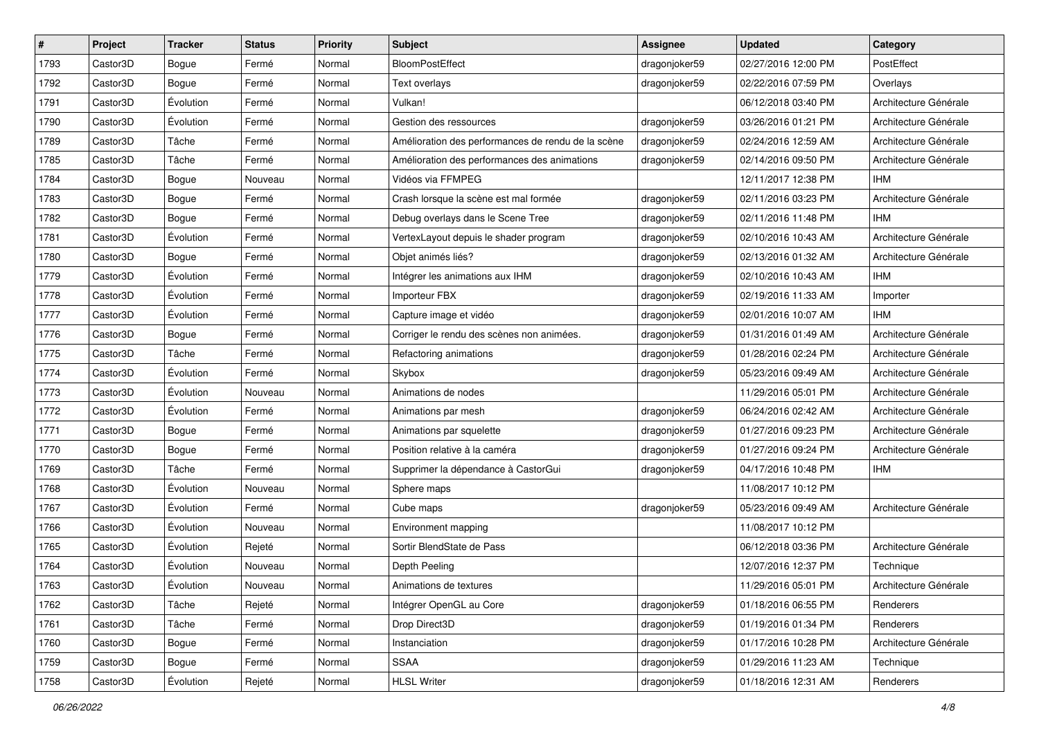| # | Project | Tracker | Status | Priority | Subject | Assignee | Updated | Category |
|---|---|---|---|---|---|---|---|---|
| 1793 | Castor3D | Bogue | Fermé | Normal | BloomPostEffect | dragonjoker59 | 02/27/2016 12:00 PM | PostEffect |
| 1792 | Castor3D | Bogue | Fermé | Normal | Text overlays | dragonjoker59 | 02/22/2016 07:59 PM | Overlays |
| 1791 | Castor3D | Évolution | Fermé | Normal | Vulkan! | | 06/12/2018 03:40 PM | Architecture Générale |
| 1790 | Castor3D | Évolution | Fermé | Normal | Gestion des ressources | dragonjoker59 | 03/26/2016 01:21 PM | Architecture Générale |
| 1789 | Castor3D | Tâche | Fermé | Normal | Amélioration des performances de rendu de la scène | dragonjoker59 | 02/24/2016 12:59 AM | Architecture Générale |
| 1785 | Castor3D | Tâche | Fermé | Normal | Amélioration des performances des animations | dragonjoker59 | 02/14/2016 09:50 PM | Architecture Générale |
| 1784 | Castor3D | Bogue | Nouveau | Normal | Vidéos via FFMPEG | | 12/11/2017 12:38 PM | IHM |
| 1783 | Castor3D | Bogue | Fermé | Normal | Crash lorsque la scène est mal formée | dragonjoker59 | 02/11/2016 03:23 PM | Architecture Générale |
| 1782 | Castor3D | Bogue | Fermé | Normal | Debug overlays dans le Scene Tree | dragonjoker59 | 02/11/2016 11:48 PM | IHM |
| 1781 | Castor3D | Évolution | Fermé | Normal | VertexLayout depuis le shader program | dragonjoker59 | 02/10/2016 10:43 AM | Architecture Générale |
| 1780 | Castor3D | Bogue | Fermé | Normal | Objet animés liés? | dragonjoker59 | 02/13/2016 01:32 AM | Architecture Générale |
| 1779 | Castor3D | Évolution | Fermé | Normal | Intégrer les animations aux IHM | dragonjoker59 | 02/10/2016 10:43 AM | IHM |
| 1778 | Castor3D | Évolution | Fermé | Normal | Importeur FBX | dragonjoker59 | 02/19/2016 11:33 AM | Importer |
| 1777 | Castor3D | Évolution | Fermé | Normal | Capture image et vidéo | dragonjoker59 | 02/01/2016 10:07 AM | IHM |
| 1776 | Castor3D | Bogue | Fermé | Normal | Corriger le rendu des scènes non animées. | dragonjoker59 | 01/31/2016 01:49 AM | Architecture Générale |
| 1775 | Castor3D | Tâche | Fermé | Normal | Refactoring animations | dragonjoker59 | 01/28/2016 02:24 PM | Architecture Générale |
| 1774 | Castor3D | Évolution | Fermé | Normal | Skybox | dragonjoker59 | 05/23/2016 09:49 AM | Architecture Générale |
| 1773 | Castor3D | Évolution | Nouveau | Normal | Animations de nodes | | 11/29/2016 05:01 PM | Architecture Générale |
| 1772 | Castor3D | Évolution | Fermé | Normal | Animations par mesh | dragonjoker59 | 06/24/2016 02:42 AM | Architecture Générale |
| 1771 | Castor3D | Bogue | Fermé | Normal | Animations par squelette | dragonjoker59 | 01/27/2016 09:23 PM | Architecture Générale |
| 1770 | Castor3D | Bogue | Fermé | Normal | Position relative à la caméra | dragonjoker59 | 01/27/2016 09:24 PM | Architecture Générale |
| 1769 | Castor3D | Tâche | Fermé | Normal | Supprimer la dépendance à CastorGui | dragonjoker59 | 04/17/2016 10:48 PM | IHM |
| 1768 | Castor3D | Évolution | Nouveau | Normal | Sphere maps | | 11/08/2017 10:12 PM | |
| 1767 | Castor3D | Évolution | Fermé | Normal | Cube maps | dragonjoker59 | 05/23/2016 09:49 AM | Architecture Générale |
| 1766 | Castor3D | Évolution | Nouveau | Normal | Environment mapping | | 11/08/2017 10:12 PM | |
| 1765 | Castor3D | Évolution | Rejeté | Normal | Sortir BlendState de Pass | | 06/12/2018 03:36 PM | Architecture Générale |
| 1764 | Castor3D | Évolution | Nouveau | Normal | Depth Peeling | | 12/07/2016 12:37 PM | Technique |
| 1763 | Castor3D | Évolution | Nouveau | Normal | Animations de textures | | 11/29/2016 05:01 PM | Architecture Générale |
| 1762 | Castor3D | Tâche | Rejeté | Normal | Intégrer OpenGL au Core | dragonjoker59 | 01/18/2016 06:55 PM | Renderers |
| 1761 | Castor3D | Tâche | Fermé | Normal | Drop Direct3D | dragonjoker59 | 01/19/2016 01:34 PM | Renderers |
| 1760 | Castor3D | Bogue | Fermé | Normal | Instanciation | dragonjoker59 | 01/17/2016 10:28 PM | Architecture Générale |
| 1759 | Castor3D | Bogue | Fermé | Normal | SSAA | dragonjoker59 | 01/29/2016 11:23 AM | Technique |
| 1758 | Castor3D | Évolution | Rejeté | Normal | HLSL Writer | dragonjoker59 | 01/18/2016 12:31 AM | Renderers |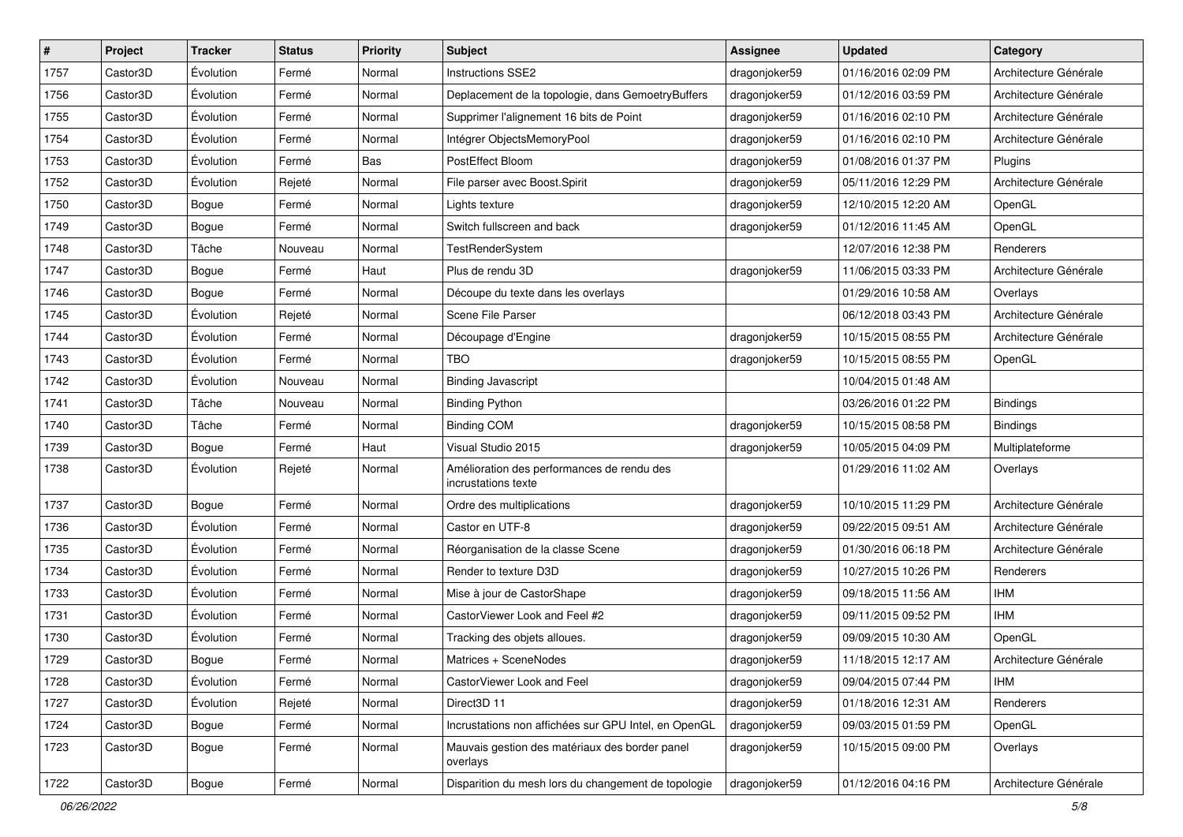| # | Project | Tracker | Status | Priority | Subject | Assignee | Updated | Category |
|---|---|---|---|---|---|---|---|---|
| 1757 | Castor3D | Évolution | Fermé | Normal | Instructions SSE2 | dragonjoker59 | 01/16/2016 02:09 PM | Architecture Générale |
| 1756 | Castor3D | Évolution | Fermé | Normal | Deplacement de la topologie, dans GemoetryBuffers | dragonjoker59 | 01/12/2016 03:59 PM | Architecture Générale |
| 1755 | Castor3D | Évolution | Fermé | Normal | Supprimer l'alignement 16 bits de Point | dragonjoker59 | 01/16/2016 02:10 PM | Architecture Générale |
| 1754 | Castor3D | Évolution | Fermé | Normal | Intégrer ObjectsMemoryPool | dragonjoker59 | 01/16/2016 02:10 PM | Architecture Générale |
| 1753 | Castor3D | Évolution | Fermé | Bas | PostEffect Bloom | dragonjoker59 | 01/08/2016 01:37 PM | Plugins |
| 1752 | Castor3D | Évolution | Rejeté | Normal | File parser avec Boost.Spirit | dragonjoker59 | 05/11/2016 12:29 PM | Architecture Générale |
| 1750 | Castor3D | Bogue | Fermé | Normal | Lights texture | dragonjoker59 | 12/10/2015 12:20 AM | OpenGL |
| 1749 | Castor3D | Bogue | Fermé | Normal | Switch fullscreen and back | dragonjoker59 | 01/12/2016 11:45 AM | OpenGL |
| 1748 | Castor3D | Tâche | Nouveau | Normal | TestRenderSystem | | 12/07/2016 12:38 PM | Renderers |
| 1747 | Castor3D | Bogue | Fermé | Haut | Plus de rendu 3D | dragonjoker59 | 11/06/2015 03:33 PM | Architecture Générale |
| 1746 | Castor3D | Bogue | Fermé | Normal | Découpe du texte dans les overlays | | 01/29/2016 10:58 AM | Overlays |
| 1745 | Castor3D | Évolution | Rejeté | Normal | Scene File Parser | | 06/12/2018 03:43 PM | Architecture Générale |
| 1744 | Castor3D | Évolution | Fermé | Normal | Découpage d'Engine | dragonjoker59 | 10/15/2015 08:55 PM | Architecture Générale |
| 1743 | Castor3D | Évolution | Fermé | Normal | TBO | dragonjoker59 | 10/15/2015 08:55 PM | OpenGL |
| 1742 | Castor3D | Évolution | Nouveau | Normal | Binding Javascript | | 10/04/2015 01:48 AM | |
| 1741 | Castor3D | Tâche | Nouveau | Normal | Binding Python | | 03/26/2016 01:22 PM | Bindings |
| 1740 | Castor3D | Tâche | Fermé | Normal | Binding COM | dragonjoker59 | 10/15/2015 08:58 PM | Bindings |
| 1739 | Castor3D | Bogue | Fermé | Haut | Visual Studio 2015 | dragonjoker59 | 10/05/2015 04:09 PM | Multiplateforme |
| 1738 | Castor3D | Évolution | Rejeté | Normal | Amélioration des performances de rendu des incrustations texte | | 01/29/2016 11:02 AM | Overlays |
| 1737 | Castor3D | Bogue | Fermé | Normal | Ordre des multiplications | dragonjoker59 | 10/10/2015 11:29 PM | Architecture Générale |
| 1736 | Castor3D | Évolution | Fermé | Normal | Castor en UTF-8 | dragonjoker59 | 09/22/2015 09:51 AM | Architecture Générale |
| 1735 | Castor3D | Évolution | Fermé | Normal | Réorganisation de la classe Scene | dragonjoker59 | 01/30/2016 06:18 PM | Architecture Générale |
| 1734 | Castor3D | Évolution | Fermé | Normal | Render to texture D3D | dragonjoker59 | 10/27/2015 10:26 PM | Renderers |
| 1733 | Castor3D | Évolution | Fermé | Normal | Mise à jour de CastorShape | dragonjoker59 | 09/18/2015 11:56 AM | IHM |
| 1731 | Castor3D | Évolution | Fermé | Normal | CastorViewer Look and Feel #2 | dragonjoker59 | 09/11/2015 09:52 PM | IHM |
| 1730 | Castor3D | Évolution | Fermé | Normal | Tracking des objets alloues. | dragonjoker59 | 09/09/2015 10:30 AM | OpenGL |
| 1729 | Castor3D | Bogue | Fermé | Normal | Matrices + SceneNodes | dragonjoker59 | 11/18/2015 12:17 AM | Architecture Générale |
| 1728 | Castor3D | Évolution | Fermé | Normal | CastorViewer Look and Feel | dragonjoker59 | 09/04/2015 07:44 PM | IHM |
| 1727 | Castor3D | Évolution | Rejeté | Normal | Direct3D 11 | dragonjoker59 | 01/18/2016 12:31 AM | Renderers |
| 1724 | Castor3D | Bogue | Fermé | Normal | Incrustations non affichées sur GPU Intel, en OpenGL | dragonjoker59 | 09/03/2015 01:59 PM | OpenGL |
| 1723 | Castor3D | Bogue | Fermé | Normal | Mauvais gestion des matériaux des border panel overlays | dragonjoker59 | 10/15/2015 09:00 PM | Overlays |
| 1722 | Castor3D | Bogue | Fermé | Normal | Disparition du mesh lors du changement de topologie | dragonjoker59 | 01/12/2016 04:16 PM | Architecture Générale |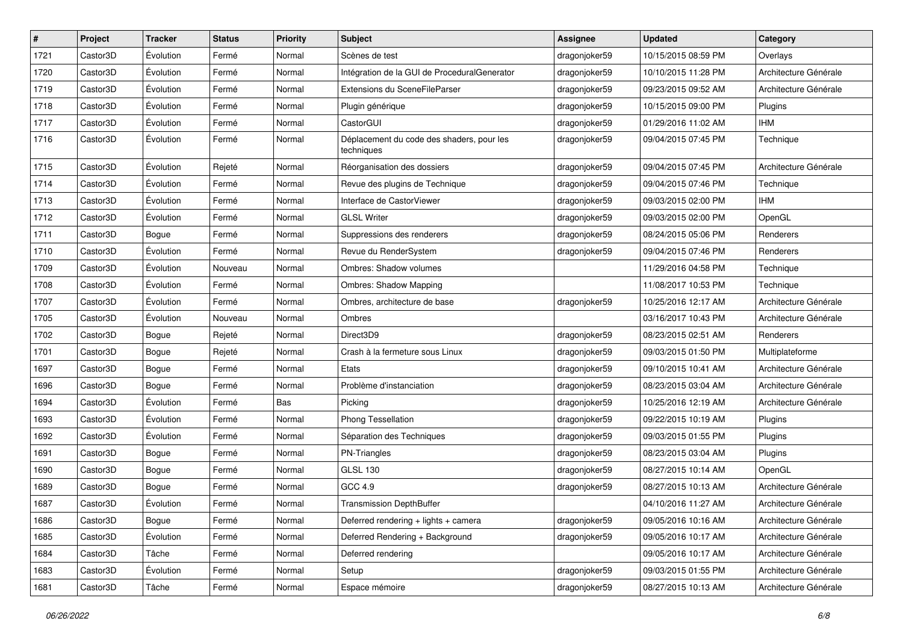| # | Project | Tracker | Status | Priority | Subject | Assignee | Updated | Category |
|---|---|---|---|---|---|---|---|---|
| 1721 | Castor3D | Évolution | Fermé | Normal | Scènes de test | dragonjoker59 | 10/15/2015 08:59 PM | Overlays |
| 1720 | Castor3D | Évolution | Fermé | Normal | Intégration de la GUI de ProceduralGenerator | dragonjoker59 | 10/10/2015 11:28 PM | Architecture Générale |
| 1719 | Castor3D | Évolution | Fermé | Normal | Extensions du SceneFileParser | dragonjoker59 | 09/23/2015 09:52 AM | Architecture Générale |
| 1718 | Castor3D | Évolution | Fermé | Normal | Plugin générique | dragonjoker59 | 10/15/2015 09:00 PM | Plugins |
| 1717 | Castor3D | Évolution | Fermé | Normal | CastorGUI | dragonjoker59 | 01/29/2016 11:02 AM | IHM |
| 1716 | Castor3D | Évolution | Fermé | Normal | Déplacement du code des shaders, pour les techniques | dragonjoker59 | 09/04/2015 07:45 PM | Technique |
| 1715 | Castor3D | Évolution | Rejeté | Normal | Réorganisation des dossiers | dragonjoker59 | 09/04/2015 07:45 PM | Architecture Générale |
| 1714 | Castor3D | Évolution | Fermé | Normal | Revue des plugins de Technique | dragonjoker59 | 09/04/2015 07:46 PM | Technique |
| 1713 | Castor3D | Évolution | Fermé | Normal | Interface de CastorViewer | dragonjoker59 | 09/03/2015 02:00 PM | IHM |
| 1712 | Castor3D | Évolution | Fermé | Normal | GLSL Writer | dragonjoker59 | 09/03/2015 02:00 PM | OpenGL |
| 1711 | Castor3D | Bogue | Fermé | Normal | Suppressions des renderers | dragonjoker59 | 08/24/2015 05:06 PM | Renderers |
| 1710 | Castor3D | Évolution | Fermé | Normal | Revue du RenderSystem | dragonjoker59 | 09/04/2015 07:46 PM | Renderers |
| 1709 | Castor3D | Évolution | Nouveau | Normal | Ombres: Shadow volumes | | 11/29/2016 04:58 PM | Technique |
| 1708 | Castor3D | Évolution | Fermé | Normal | Ombres: Shadow Mapping | | 11/08/2017 10:53 PM | Technique |
| 1707 | Castor3D | Évolution | Fermé | Normal | Ombres, architecture de base | dragonjoker59 | 10/25/2016 12:17 AM | Architecture Générale |
| 1705 | Castor3D | Évolution | Nouveau | Normal | Ombres | | 03/16/2017 10:43 PM | Architecture Générale |
| 1702 | Castor3D | Bogue | Rejeté | Normal | Direct3D9 | dragonjoker59 | 08/23/2015 02:51 AM | Renderers |
| 1701 | Castor3D | Bogue | Rejeté | Normal | Crash à la fermeture sous Linux | dragonjoker59 | 09/03/2015 01:50 PM | Multiplateforme |
| 1697 | Castor3D | Bogue | Fermé | Normal | Etats | dragonjoker59 | 09/10/2015 10:41 AM | Architecture Générale |
| 1696 | Castor3D | Bogue | Fermé | Normal | Problème d'instanciation | dragonjoker59 | 08/23/2015 03:04 AM | Architecture Générale |
| 1694 | Castor3D | Évolution | Fermé | Bas | Picking | dragonjoker59 | 10/25/2016 12:19 AM | Architecture Générale |
| 1693 | Castor3D | Évolution | Fermé | Normal | Phong Tessellation | dragonjoker59 | 09/22/2015 10:19 AM | Plugins |
| 1692 | Castor3D | Évolution | Fermé | Normal | Séparation des Techniques | dragonjoker59 | 09/03/2015 01:55 PM | Plugins |
| 1691 | Castor3D | Bogue | Fermé | Normal | PN-Triangles | dragonjoker59 | 08/23/2015 03:04 AM | Plugins |
| 1690 | Castor3D | Bogue | Fermé | Normal | GLSL 130 | dragonjoker59 | 08/27/2015 10:14 AM | OpenGL |
| 1689 | Castor3D | Bogue | Fermé | Normal | GCC 4.9 | dragonjoker59 | 08/27/2015 10:13 AM | Architecture Générale |
| 1687 | Castor3D | Évolution | Fermé | Normal | Transmission DepthBuffer | | 04/10/2016 11:27 AM | Architecture Générale |
| 1686 | Castor3D | Bogue | Fermé | Normal | Deferred rendering + lights + camera | dragonjoker59 | 09/05/2016 10:16 AM | Architecture Générale |
| 1685 | Castor3D | Évolution | Fermé | Normal | Deferred Rendering + Background | dragonjoker59 | 09/05/2016 10:17 AM | Architecture Générale |
| 1684 | Castor3D | Tâche | Fermé | Normal | Deferred rendering | | 09/05/2016 10:17 AM | Architecture Générale |
| 1683 | Castor3D | Évolution | Fermé | Normal | Setup | dragonjoker59 | 09/03/2015 01:55 PM | Architecture Générale |
| 1681 | Castor3D | Tâche | Fermé | Normal | Espace mémoire | dragonjoker59 | 08/27/2015 10:13 AM | Architecture Générale |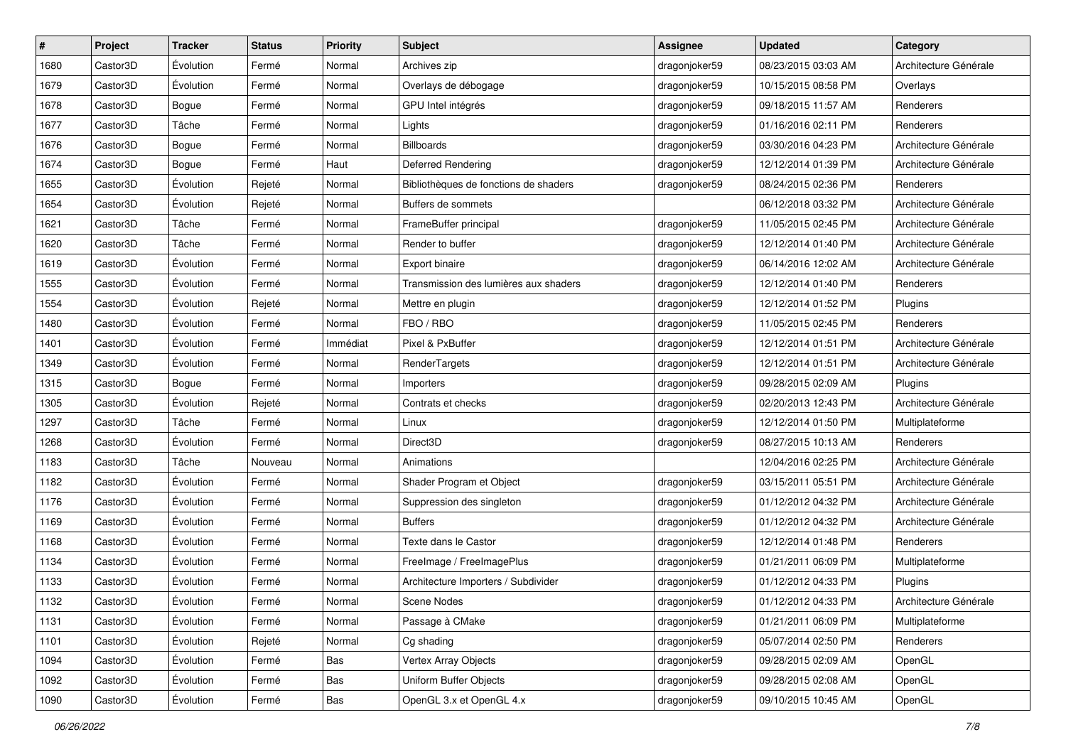| # | Project | Tracker | Status | Priority | Subject | Assignee | Updated | Category |
|---|---|---|---|---|---|---|---|---|
| 1680 | Castor3D | Évolution | Fermé | Normal | Archives zip | dragonjoker59 | 08/23/2015 03:03 AM | Architecture Générale |
| 1679 | Castor3D | Évolution | Fermé | Normal | Overlays de débogage | dragonjoker59 | 10/15/2015 08:58 PM | Overlays |
| 1678 | Castor3D | Bogue | Fermé | Normal | GPU Intel intégrés | dragonjoker59 | 09/18/2015 11:57 AM | Renderers |
| 1677 | Castor3D | Tâche | Fermé | Normal | Lights | dragonjoker59 | 01/16/2016 02:11 PM | Renderers |
| 1676 | Castor3D | Bogue | Fermé | Normal | Billboards | dragonjoker59 | 03/30/2016 04:23 PM | Architecture Générale |
| 1674 | Castor3D | Bogue | Fermé | Haut | Deferred Rendering | dragonjoker59 | 12/12/2014 01:39 PM | Architecture Générale |
| 1655 | Castor3D | Évolution | Rejeté | Normal | Bibliothèques de fonctions de shaders | dragonjoker59 | 08/24/2015 02:36 PM | Renderers |
| 1654 | Castor3D | Évolution | Rejeté | Normal | Buffers de sommets | | 06/12/2018 03:32 PM | Architecture Générale |
| 1621 | Castor3D | Tâche | Fermé | Normal | FrameBuffer principal | dragonjoker59 | 11/05/2015 02:45 PM | Architecture Générale |
| 1620 | Castor3D | Tâche | Fermé | Normal | Render to buffer | dragonjoker59 | 12/12/2014 01:40 PM | Architecture Générale |
| 1619 | Castor3D | Évolution | Fermé | Normal | Export binaire | dragonjoker59 | 06/14/2016 12:02 AM | Architecture Générale |
| 1555 | Castor3D | Évolution | Fermé | Normal | Transmission des lumières aux shaders | dragonjoker59 | 12/12/2014 01:40 PM | Renderers |
| 1554 | Castor3D | Évolution | Rejeté | Normal | Mettre en plugin | dragonjoker59 | 12/12/2014 01:52 PM | Plugins |
| 1480 | Castor3D | Évolution | Fermé | Normal | FBO / RBO | dragonjoker59 | 11/05/2015 02:45 PM | Renderers |
| 1401 | Castor3D | Évolution | Fermé | Immédiat | Pixel & PxBuffer | dragonjoker59 | 12/12/2014 01:51 PM | Architecture Générale |
| 1349 | Castor3D | Évolution | Fermé | Normal | RenderTargets | dragonjoker59 | 12/12/2014 01:51 PM | Architecture Générale |
| 1315 | Castor3D | Bogue | Fermé | Normal | Importers | dragonjoker59 | 09/28/2015 02:09 AM | Plugins |
| 1305 | Castor3D | Évolution | Rejeté | Normal | Contrats et checks | dragonjoker59 | 02/20/2013 12:43 PM | Architecture Générale |
| 1297 | Castor3D | Tâche | Fermé | Normal | Linux | dragonjoker59 | 12/12/2014 01:50 PM | Multiplateforme |
| 1268 | Castor3D | Évolution | Fermé | Normal | Direct3D | dragonjoker59 | 08/27/2015 10:13 AM | Renderers |
| 1183 | Castor3D | Tâche | Nouveau | Normal | Animations | | 12/04/2016 02:25 PM | Architecture Générale |
| 1182 | Castor3D | Évolution | Fermé | Normal | Shader Program et Object | dragonjoker59 | 03/15/2011 05:51 PM | Architecture Générale |
| 1176 | Castor3D | Évolution | Fermé | Normal | Suppression des singleton | dragonjoker59 | 01/12/2012 04:32 PM | Architecture Générale |
| 1169 | Castor3D | Évolution | Fermé | Normal | Buffers | dragonjoker59 | 01/12/2012 04:32 PM | Architecture Générale |
| 1168 | Castor3D | Évolution | Fermé | Normal | Texte dans le Castor | dragonjoker59 | 12/12/2014 01:48 PM | Renderers |
| 1134 | Castor3D | Évolution | Fermé | Normal | FreeImage / FreeImagePlus | dragonjoker59 | 01/21/2011 06:09 PM | Multiplateforme |
| 1133 | Castor3D | Évolution | Fermé | Normal | Architecture Importers / Subdivider | dragonjoker59 | 01/12/2012 04:33 PM | Plugins |
| 1132 | Castor3D | Évolution | Fermé | Normal | Scene Nodes | dragonjoker59 | 01/12/2012 04:33 PM | Architecture Générale |
| 1131 | Castor3D | Évolution | Fermé | Normal | Passage à CMake | dragonjoker59 | 01/21/2011 06:09 PM | Multiplateforme |
| 1101 | Castor3D | Évolution | Rejeté | Normal | Cg shading | dragonjoker59 | 05/07/2014 02:50 PM | Renderers |
| 1094 | Castor3D | Évolution | Fermé | Bas | Vertex Array Objects | dragonjoker59 | 09/28/2015 02:09 AM | OpenGL |
| 1092 | Castor3D | Évolution | Fermé | Bas | Uniform Buffer Objects | dragonjoker59 | 09/28/2015 02:08 AM | OpenGL |
| 1090 | Castor3D | Évolution | Fermé | Bas | OpenGL 3.x et OpenGL 4.x | dragonjoker59 | 09/10/2015 10:45 AM | OpenGL |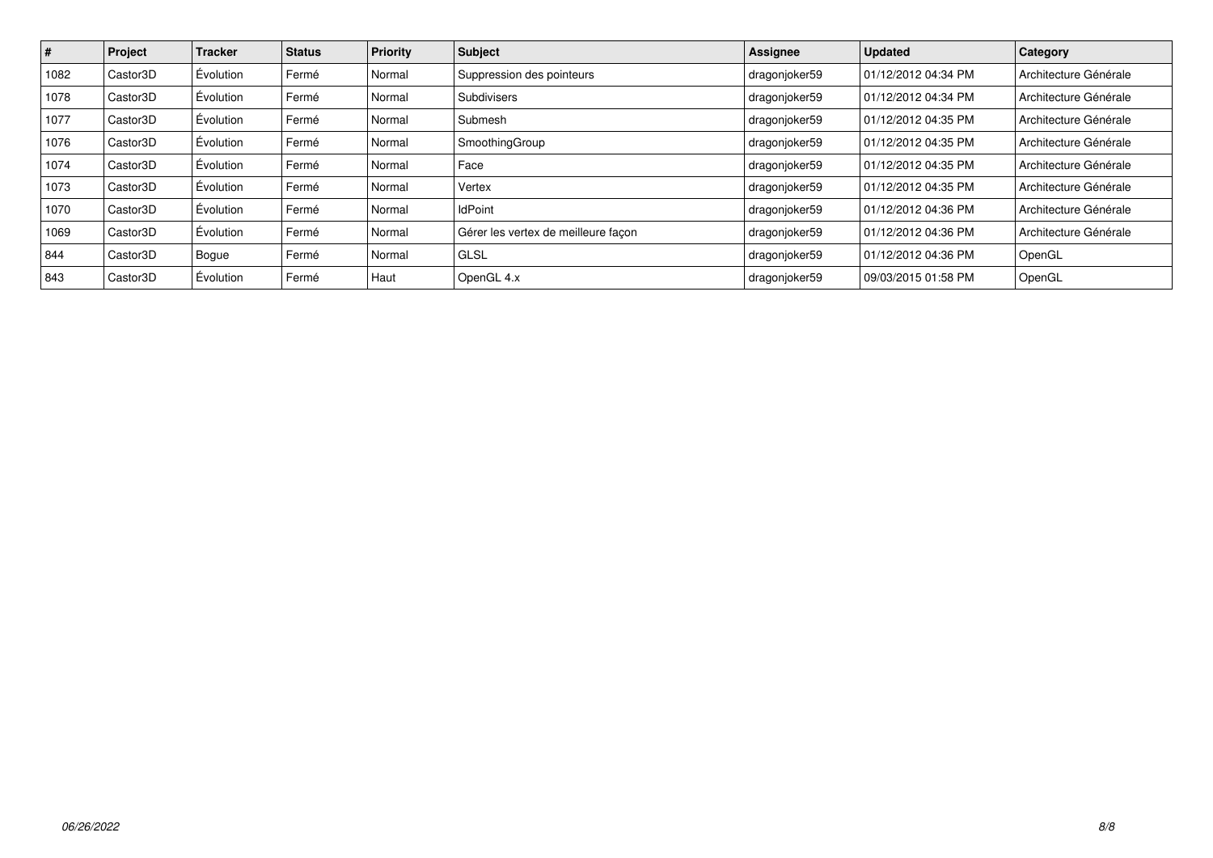| # | Project | Tracker | Status | Priority | Subject | Assignee | Updated | Category |
|---|---|---|---|---|---|---|---|---|
| 1082 | Castor3D | Évolution | Fermé | Normal | Suppression des pointeurs | dragonjoker59 | 01/12/2012 04:34 PM | Architecture Générale |
| 1078 | Castor3D | Évolution | Fermé | Normal | Subdivisers | dragonjoker59 | 01/12/2012 04:34 PM | Architecture Générale |
| 1077 | Castor3D | Évolution | Fermé | Normal | Submesh | dragonjoker59 | 01/12/2012 04:35 PM | Architecture Générale |
| 1076 | Castor3D | Évolution | Fermé | Normal | SmoothingGroup | dragonjoker59 | 01/12/2012 04:35 PM | Architecture Générale |
| 1074 | Castor3D | Évolution | Fermé | Normal | Face | dragonjoker59 | 01/12/2012 04:35 PM | Architecture Générale |
| 1073 | Castor3D | Évolution | Fermé | Normal | Vertex | dragonjoker59 | 01/12/2012 04:35 PM | Architecture Générale |
| 1070 | Castor3D | Évolution | Fermé | Normal | IdPoint | dragonjoker59 | 01/12/2012 04:36 PM | Architecture Générale |
| 1069 | Castor3D | Évolution | Fermé | Normal | Gérer les vertex de meilleure façon | dragonjoker59 | 01/12/2012 04:36 PM | Architecture Générale |
| 844 | Castor3D | Bogue | Fermé | Normal | GLSL | dragonjoker59 | 01/12/2012 04:36 PM | OpenGL |
| 843 | Castor3D | Évolution | Fermé | Haut | OpenGL 4.x | dragonjoker59 | 09/03/2015 01:58 PM | OpenGL |